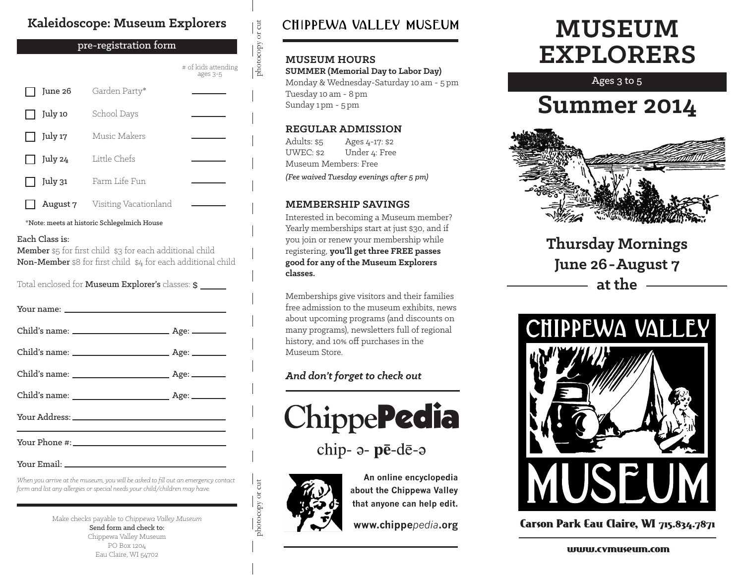## Kaleidoscope: Museum Explorers

**pre-registration form**

| | Date | Class | # of kids attending ages 3-5 |
|---|---|---|---|
| ☐ | June 26 | Garden Party* | ______ |
| ☐ | July 10 | School Days | ______ |
| ☐ | July 17 | Music Makers | ______ |
| ☐ | July 24 | Little Chefs | ______ |
| ☐ | July 31 | Farm Life Fun | ______ |
| ☐ | August 7 | Visiting Vacationland | ______ |

*Note: meets at historic Schlegelmich House

Each Class is:
**Member** $5 for first child $3 for each additional child
**Non-Member** $8 for first child $4 for each additional child

Total enclosed for **Museum Explorer's** classes: $ ______

Your name: ______________________

Child's name: ______________ Age: ______

Child's name: ______________ Age: ______

Child's name: ______________ Age: ______

Child's name: ______________ Age: ______

Your Address: ______________________

Your Phone #: ______________________

Your Email: ______________________

*When you arrive at the museum, you will be asked to fill out an emergency contact form and list any allergies or special needs your child/children may have.*

Make checks payable to *Chippewa Valley Museum*
Send form and check to:
Chippewa Valley Museum
PO Box 1204
Eau Claire, WI 54702

photocopy or cut

## CHIPPEWA VALLEY MUSEUM

### MUSEUM HOURS

**SUMMER (Memorial Day to Labor Day)**
Monday & Wednesday-Saturday 10 am - 5 pm
Tuesday 10 am - 8 pm
Sunday 1 pm - 5 pm

### REGULAR ADMISSION

Adults: $5 Ages 4-17: $2
UWEC: $2 Under 4: Free
Museum Members: Free
*(Fee waived Tuesday evenings after 5 pm)*

### MEMBERSHIP SAVINGS

Interested in becoming a Museum member? Yearly memberships start at just $30, and if you join or renew your membership while registering, **you'll get three FREE passes good for any of the Museum Explorers classes.**

Memberships give visitors and their families free admission to the museum exhibits, news about upcoming programs (and discounts on many programs), newsletters full of regional history, and 10% off purchases in the Museum Store.

***And don't forget to check out***

# Chippe**Pedia**

chip- ə- **pē**-dē-ə

**An online encyclopedia about the Chippewa Valley that anyone can help edit.**

**www.chippe*pedia*.org**

# MUSEUM EXPLORERS

Ages 3 to 5

# Summer 2014

**Thursday Mornings**
**June 26 - August 7**
**at the**

CHIPPEWA VALLEY MUSEUM

**Carson Park Eau Claire, WI 715.834.7871**

**www.cvmuseum.com**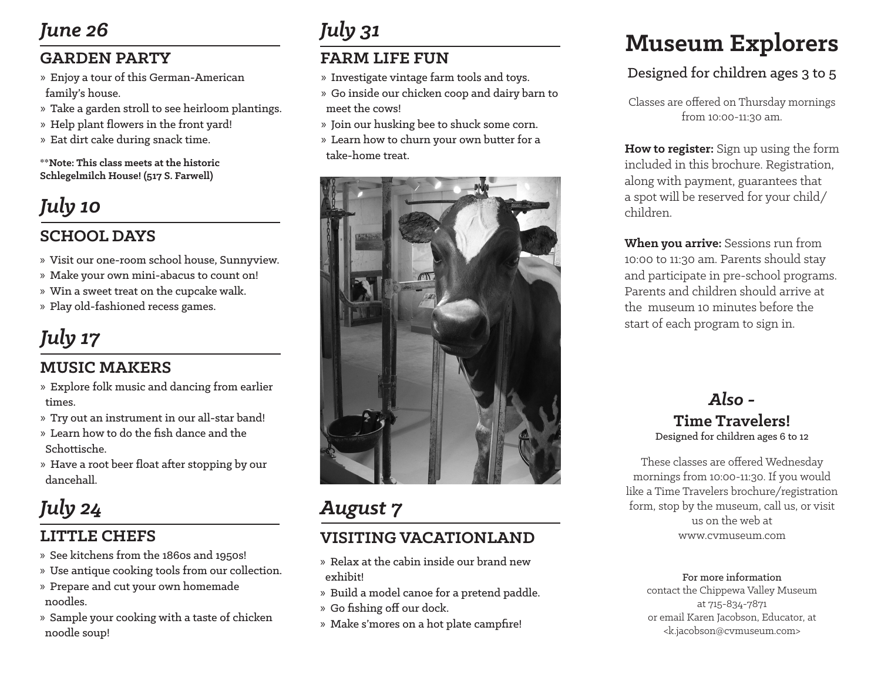## *June 26*

### GARDEN PARTY

- Enjoy a tour of this German-American family's house.
- Take a garden stroll to see heirloom plantings.
- Help plant flowers in the front yard!
- Eat dirt cake during snack time.

**Note: This class meets at the historic Schlegelmilch House! (517 S. Farwell)**

## *July 10*

### SCHOOL DAYS

- Visit our one-room school house, Sunnyview.
- Make your own mini-abacus to count on!
- Win a sweet treat on the cupcake walk.
- Play old-fashioned recess games.

## *July 17*

### MUSIC MAKERS

- Explore folk music and dancing from earlier times.
- Try out an instrument in our all-star band!
- Learn how to do the fish dance and the Schottische.
- Have a root beer float after stopping by our dancehall.

## *July 24*

### LITTLE CHEFS

- See kitchens from the 1860s and 1950s!
- Use antique cooking tools from our collection.
- Prepare and cut your own homemade noodles.
- Sample your cooking with a taste of chicken noodle soup!

## *July 31*

### FARM LIFE FUN

- Investigate vintage farm tools and toys.
- Go inside our chicken coop and dairy barn to meet the cows!
- Join our husking bee to shuck some corn.
- Learn how to churn your own butter for a take-home treat.

## *August 7*

### VISITING VACATIONLAND

- Relax at the cabin inside our brand new exhibit!
- Build a model canoe for a pretend paddle.
- Go fishing off our dock.
- Make s'mores on a hot plate campfire!

# Museum Explorers

Designed for children ages 3 to 5

Classes are offered on Thursday mornings from 10:00-11:30 am.

**How to register:** Sign up using the form included in this brochure. Registration, along with payment, guarantees that a spot will be reserved for your child/children.

**When you arrive:** Sessions run from 10:00 to 11:30 am. Parents should stay and participate in pre-school programs. Parents and children should arrive at the museum 10 minutes before the start of each program to sign in.

## *Also -*

### Time Travelers!

**Designed for children ages 6 to 12**

These classes are offered Wednesday mornings from 10:00-11:30. If you would like a Time Travelers brochure/registration form, stop by the museum, call us, or visit us on the web at www.cvmuseum.com

**For more information**
contact the Chippewa Valley Museum at 715-834-7871 or email Karen Jacobson, Educator, at <k.jacobson@cvmuseum.com>